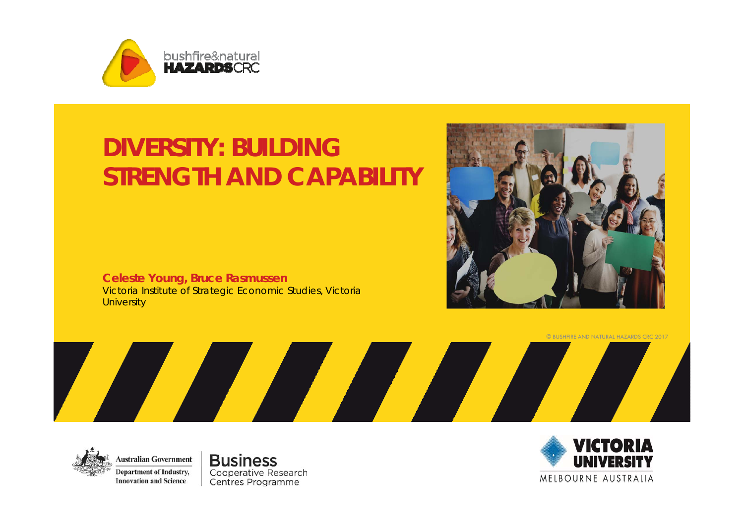bushfire&natural HAZARDS CRC

# DIVERSITY: BUILDING STRENGTH AND CAPABILITY

**Celeste Young, Bruce Rasmussen**
Victoria Institute of Strategic Economic Studies, Victoria University

© BUSHFIRE AND NATURAL HAZARDS CRC 2017

Australian Government
Department of Industry, Innovation and Science

Business Cooperative Research Centres Programme

VICTORIA UNIVERSITY
MELBOURNE AUSTRALIA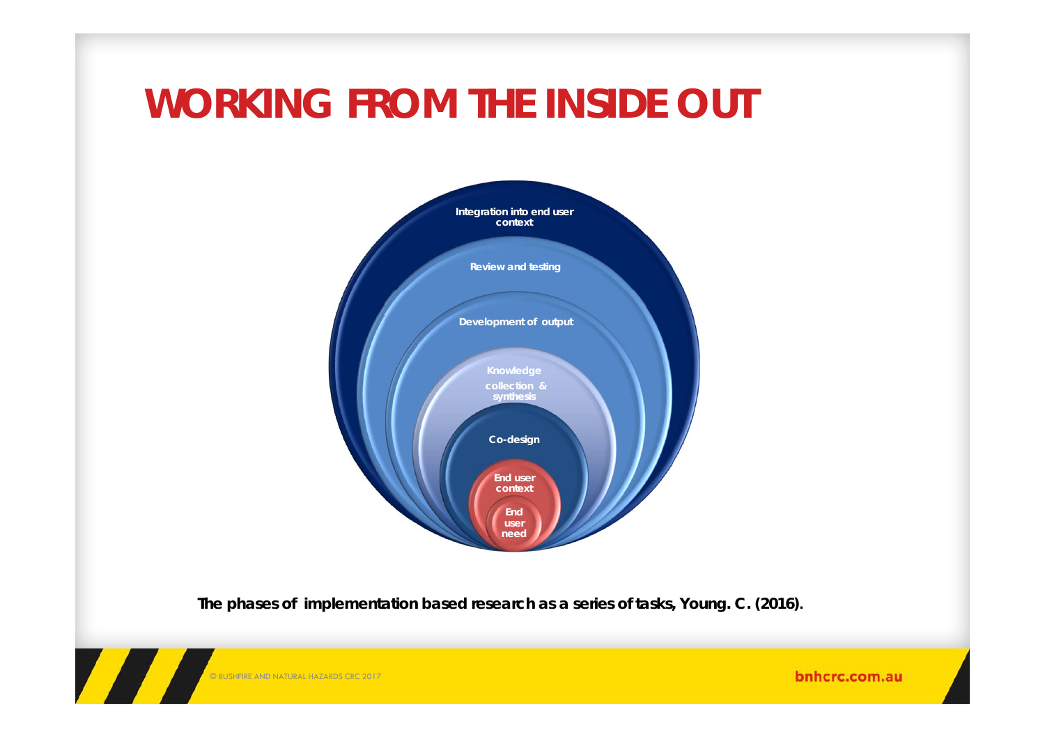# WORKING FROM THE INSIDE OUT

Integration into end user context

Review and testing

Development of output

Knowledge collection & synthesis

Co-design

End user context

End user need

**The phases of implementation based research as a series of tasks, Young. C. (2016).**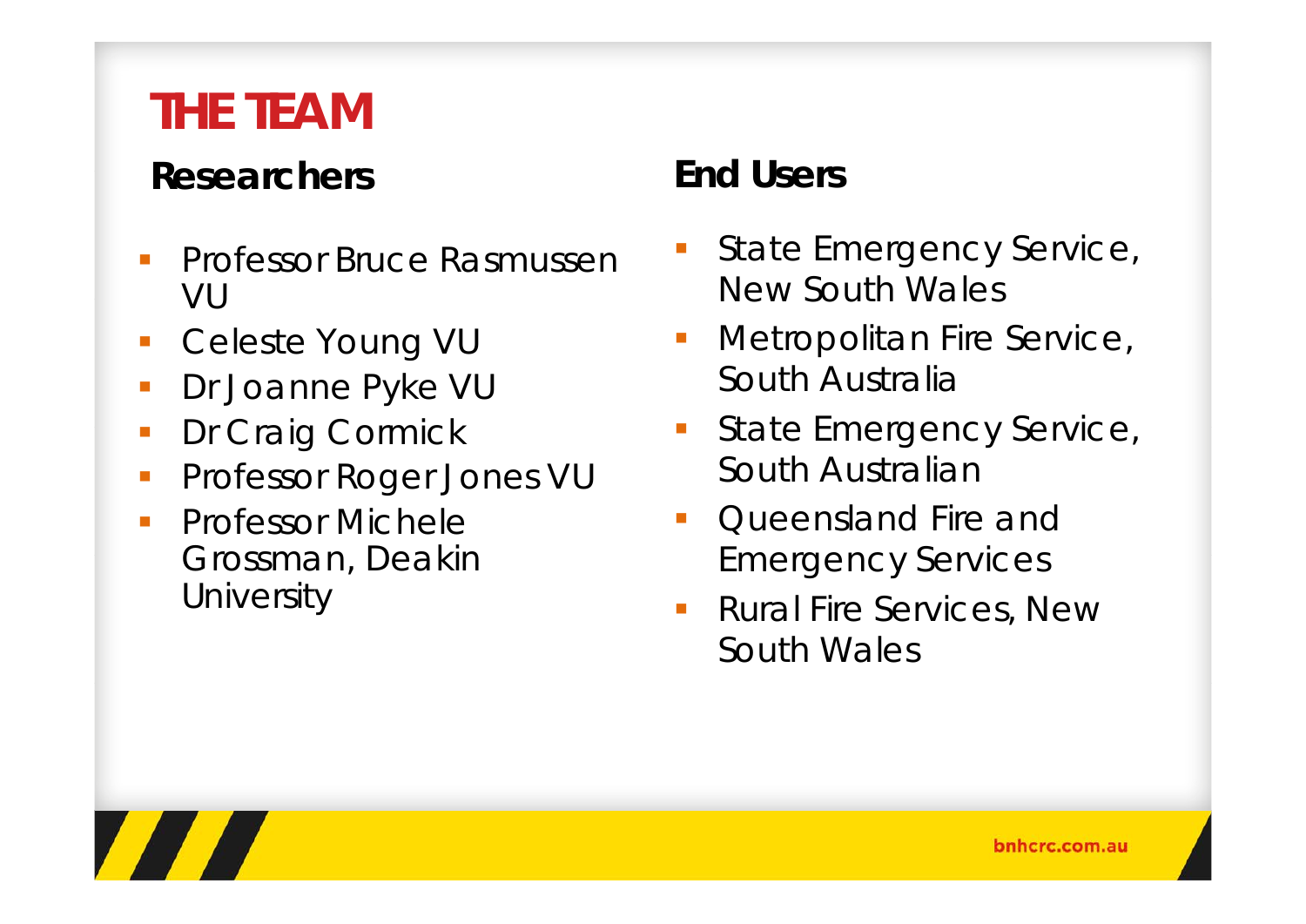# THE TEAM

## Researchers

- Professor Bruce Rasmussen VU
- Celeste Young VU
- Dr Joanne Pyke VU
- Dr Craig Cormick
- Professor Roger Jones VU
- Professor Michele Grossman, Deakin University

## End Users

- State Emergency Service, New South Wales
- Metropolitan Fire Service, South Australia
- State Emergency Service, South Australian
- Queensland Fire and Emergency Services
- Rural Fire Services, New South Wales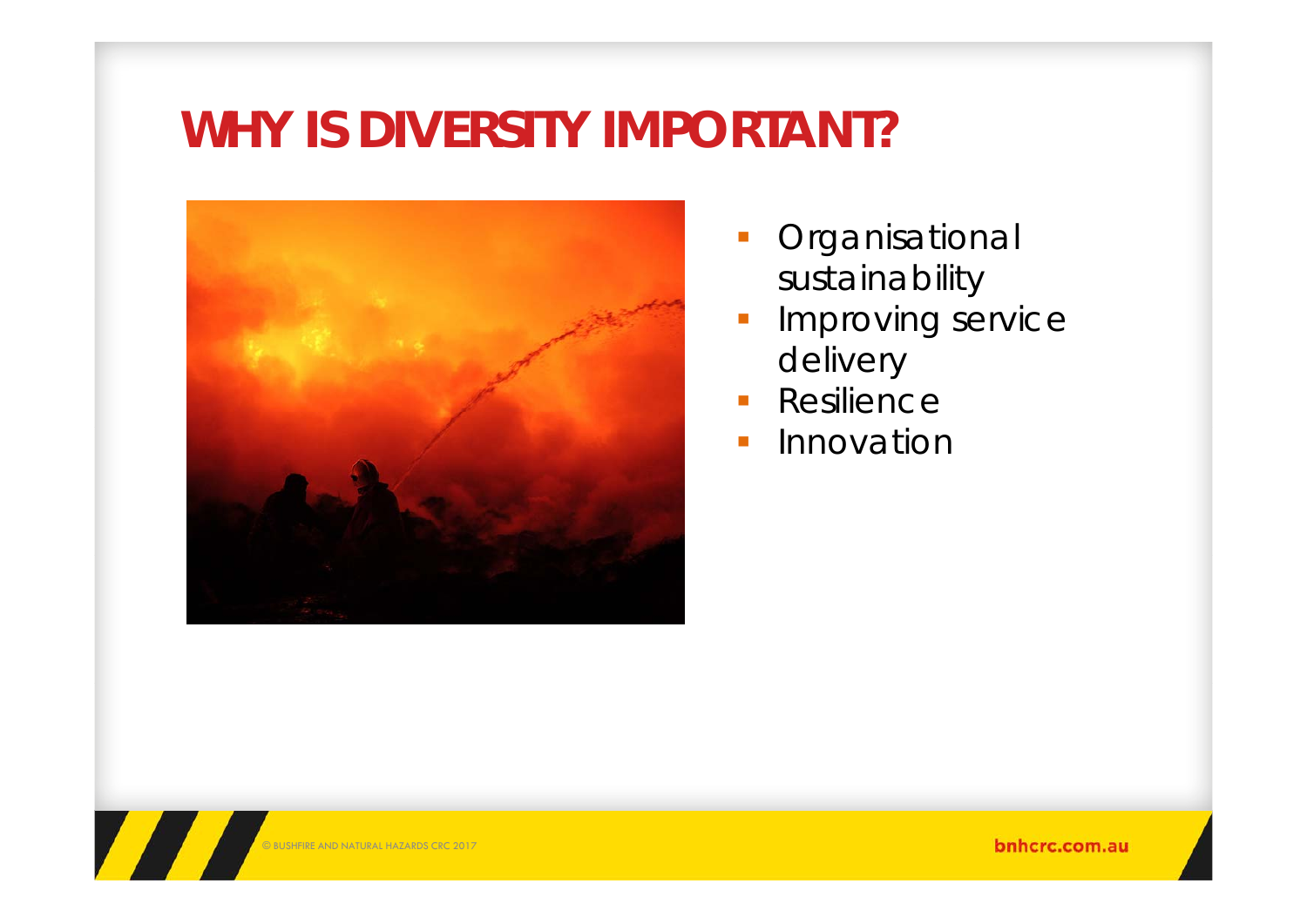# WHY IS DIVERSITY IMPORTANT?

- Organisational sustainability
- Improving service delivery
- Resilience
- Innovation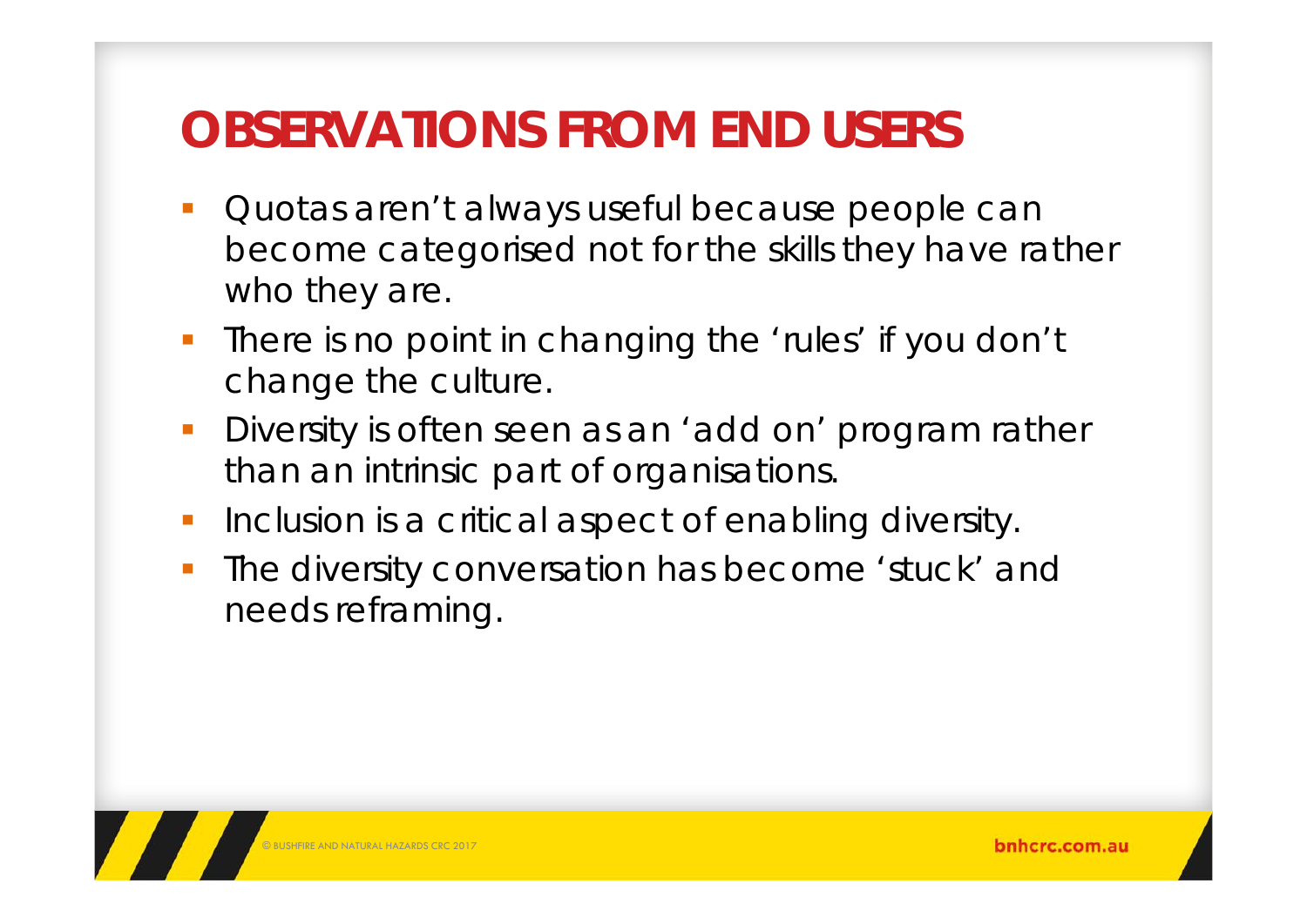# OBSERVATIONS FROM END USERS

- Quotas aren't always useful because people can become categorised not for the skills they have rather who they are.
- There is no point in changing the 'rules' if you don't change the culture.
- Diversity is often seen as an 'add on' program rather than an intrinsic part of organisations.
- Inclusion is a critical aspect of enabling diversity.
- The diversity conversation has become 'stuck' and needs reframing.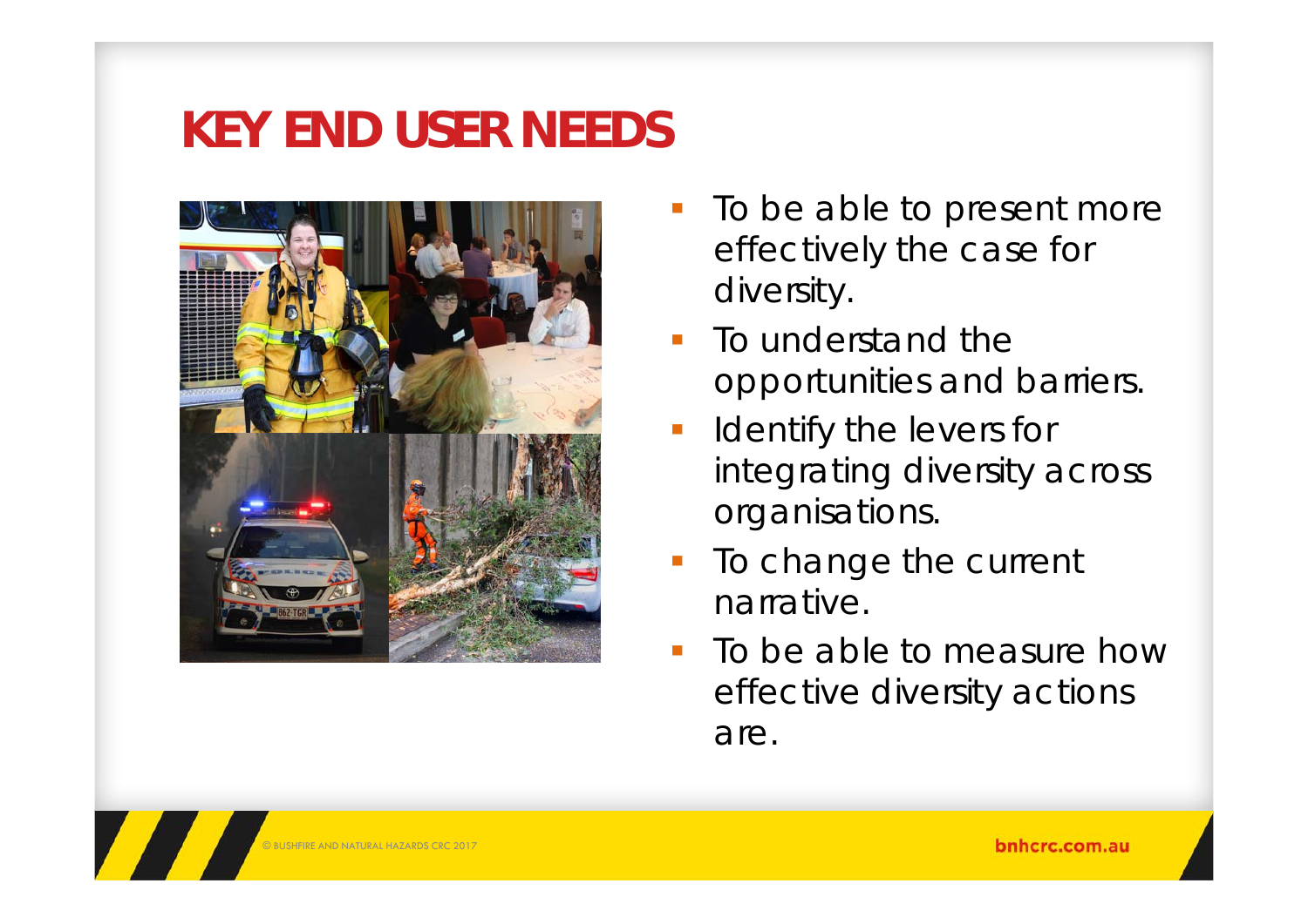# KEY END USER NEEDS

- To be able to present more effectively the case for diversity.
- To understand the opportunities and barriers.
- Identify the levers for integrating diversity across organisations.
- To change the current narrative.
- To be able to measure how effective diversity actions are.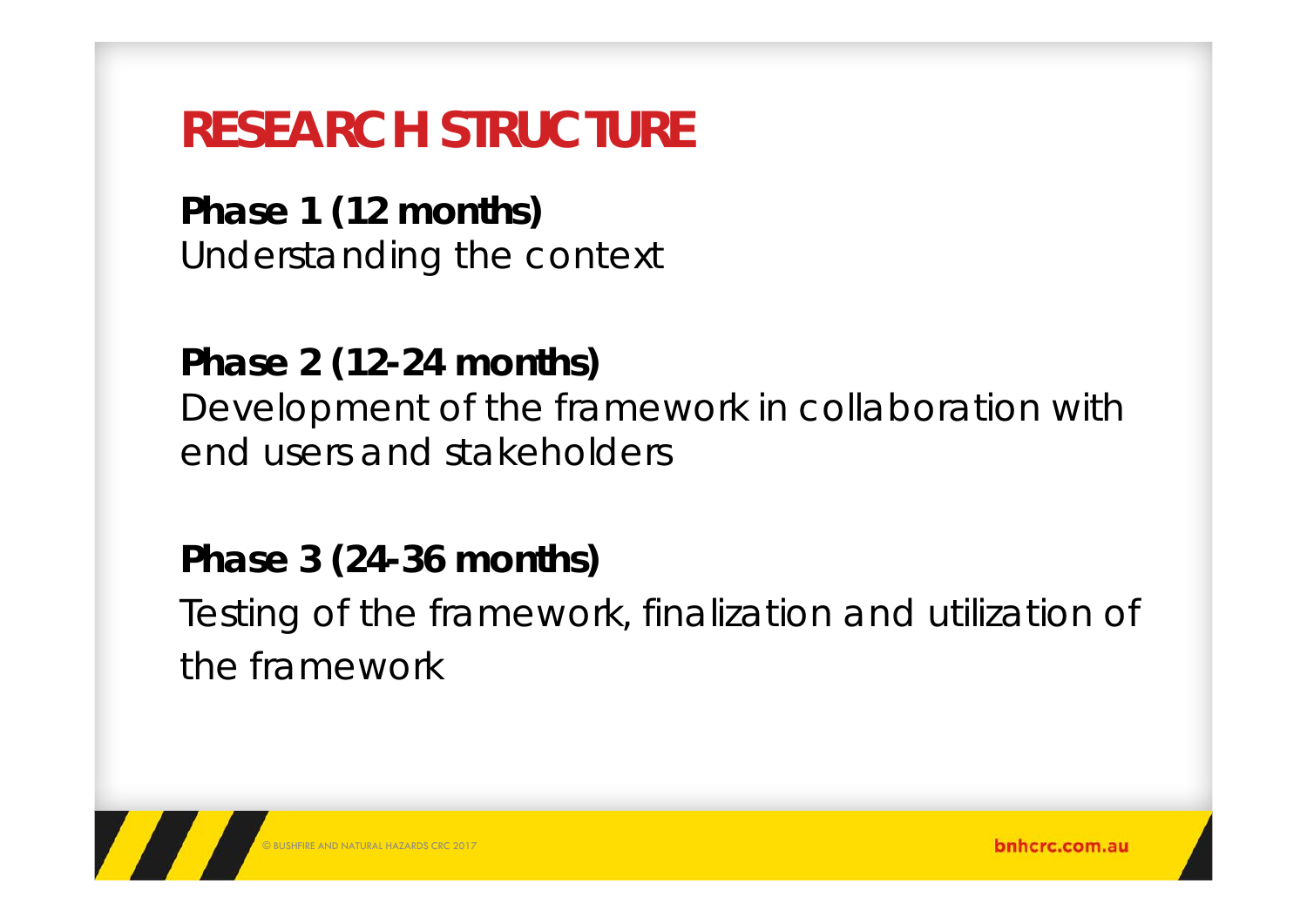# RESEARCH STRUCTURE

**Phase 1 (12 months)**
Understanding the context

**Phase 2 (12-24 months)**
Development of the framework in collaboration with end users and stakeholders

**Phase 3 (24-36 months)**
Testing of the framework, finalization and utilization of the framework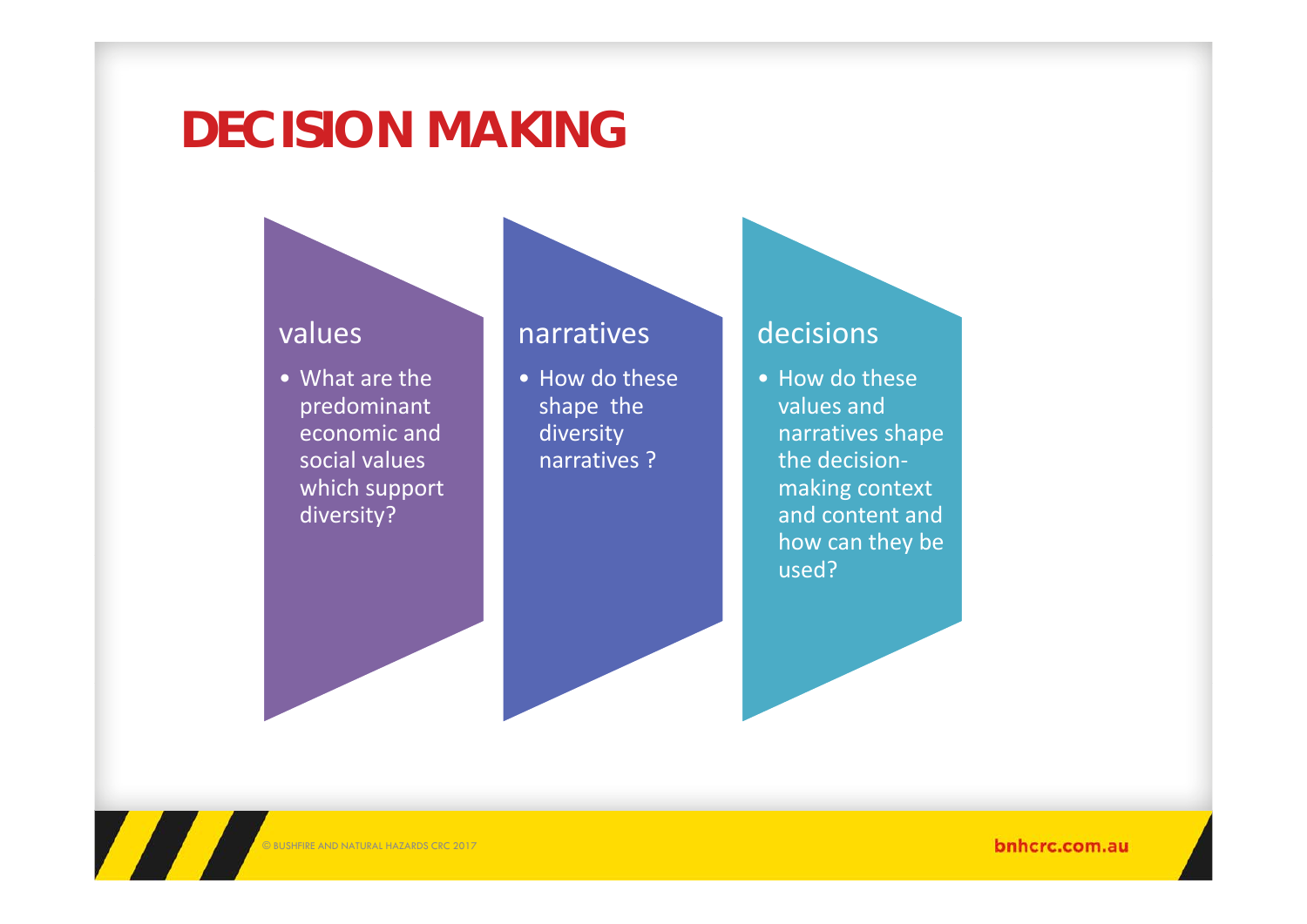# DECISION MAKING

### values

- What are the predominant economic and social values which support diversity?

### narratives

- How do these shape the diversity narratives ?

### decisions

- How do these values and narratives shape the decision-making context and content and how can they be used?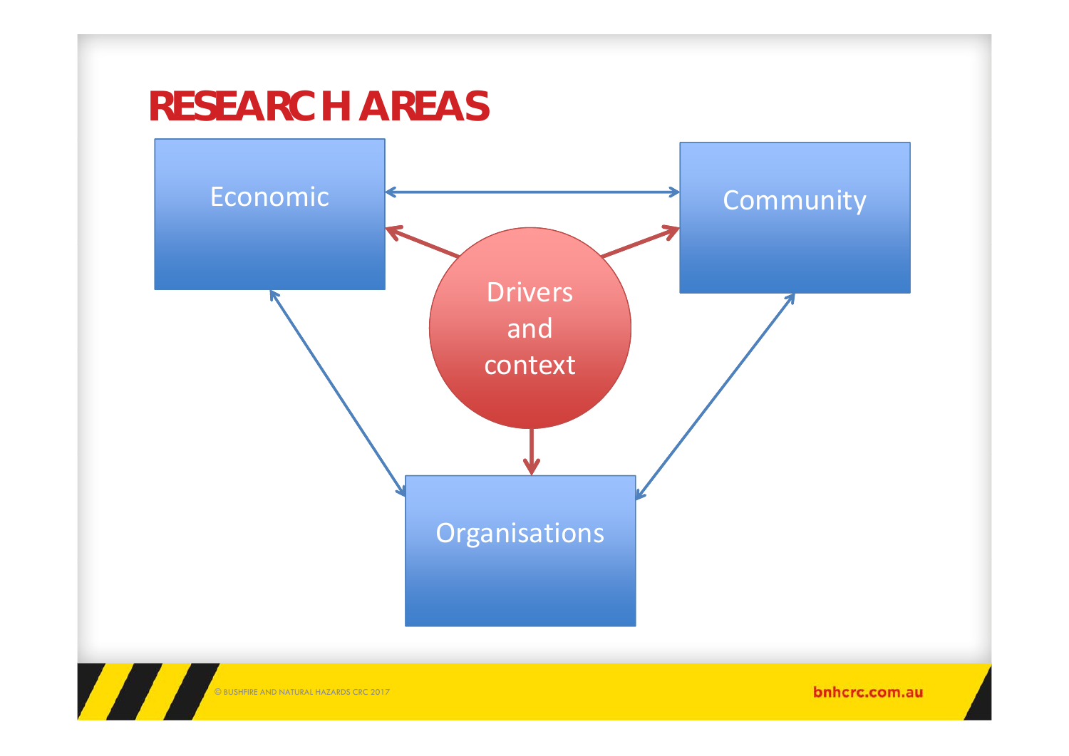# RESEARCH AREAS

Economic

Community

Drivers and context

Organisations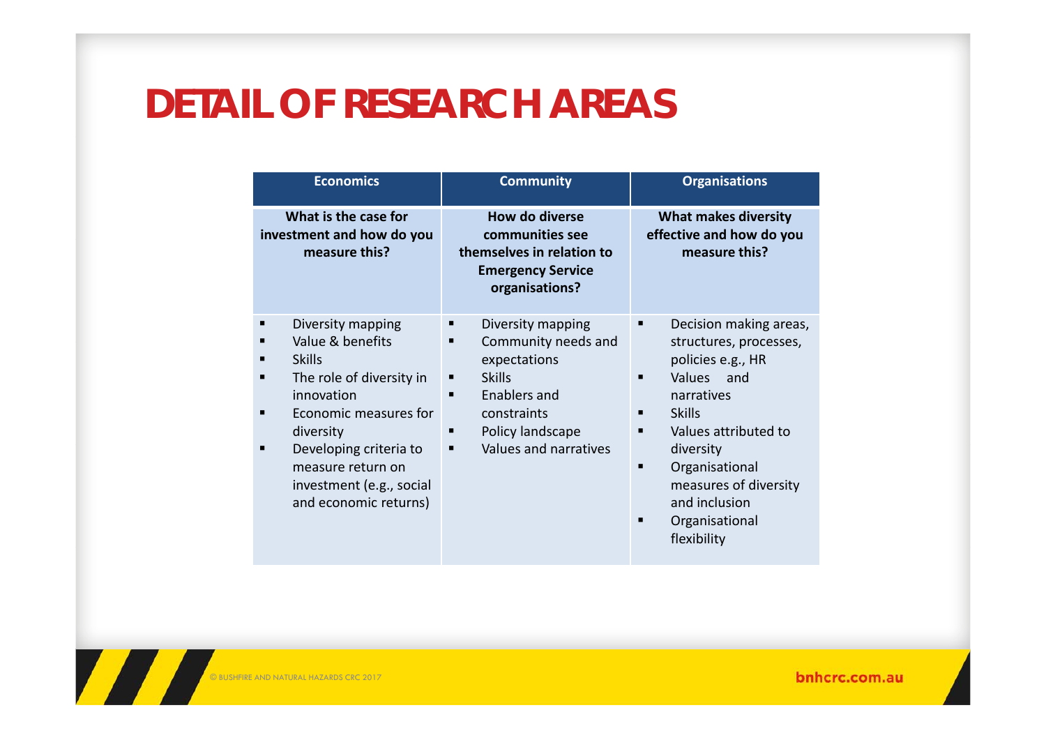# DETAIL OF RESEARCH AREAS

| Economics | Community | Organisations |
|---|---|---|
| **What is the case for investment and how do you measure this?** | **How do diverse communities see themselves in relation to Emergency Service organisations?** | **What makes diversity effective and how do you measure this?** |
| ▪ Diversity mapping<br>▪ Value & benefits<br>▪ Skills<br>▪ The role of diversity in innovation<br>▪ Economic measures for diversity<br>▪ Developing criteria to measure return on investment (e.g., social and economic returns) | ▪ Diversity mapping<br>▪ Community needs and expectations<br>▪ Skills<br>▪ Enablers and constraints<br>▪ Policy landscape<br>▪ Values and narratives | ▪ Decision making areas, structures, processes, policies e.g., HR<br>▪ Values and narratives<br>▪ Skills<br>▪ Values attributed to diversity<br>▪ Organisational measures of diversity and inclusion<br>▪ Organisational flexibility |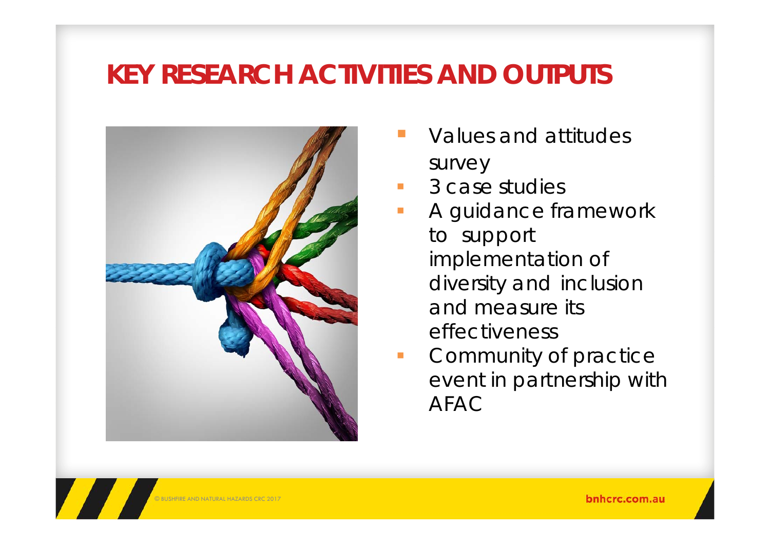# KEY RESEARCH ACTIVITIES AND OUTPUTS

- Values and attitudes survey
- 3 case studies
- A guidance framework to support implementation of diversity and inclusion and measure its effectiveness
- Community of practice event in partnership with AFAC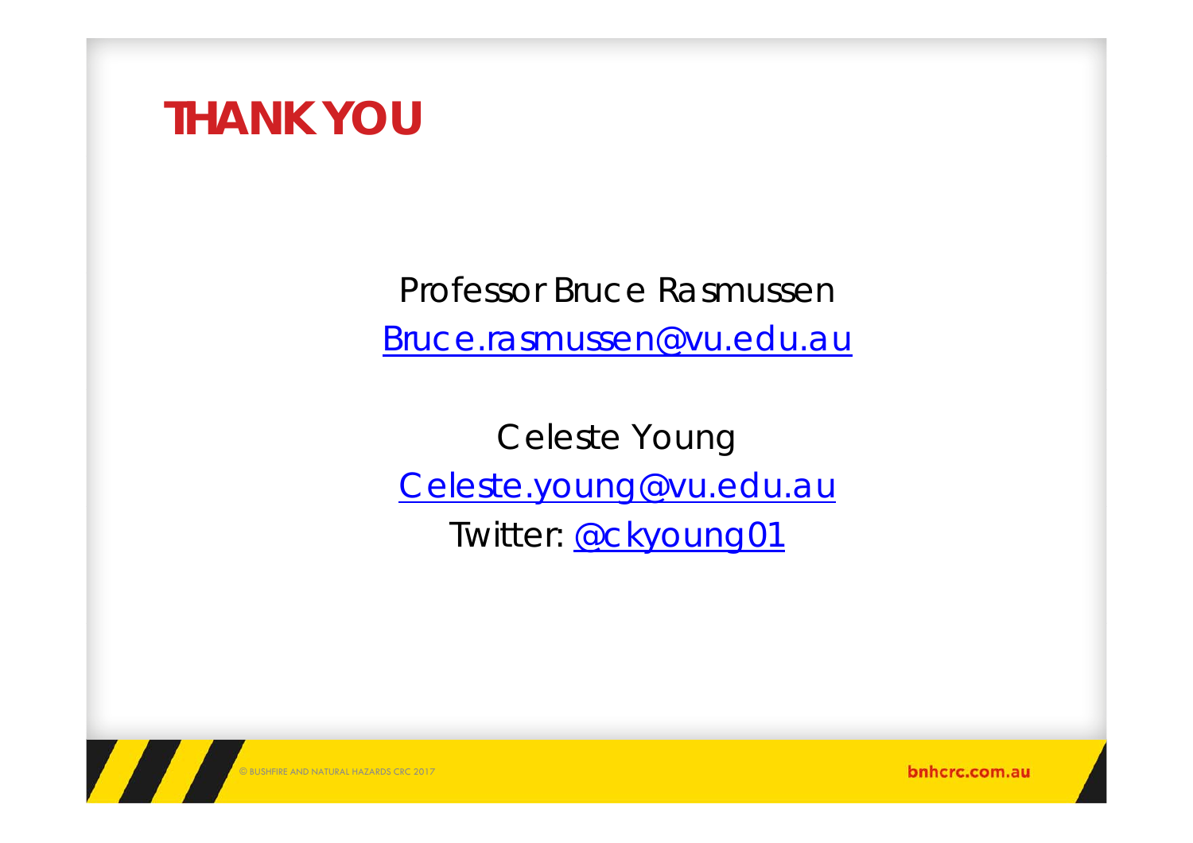# THANK YOU

Professor Bruce Rasmussen

Bruce.rasmussen@vu.edu.au

Celeste Young

Celeste.young@vu.edu.au

Twitter: @ckyoung01